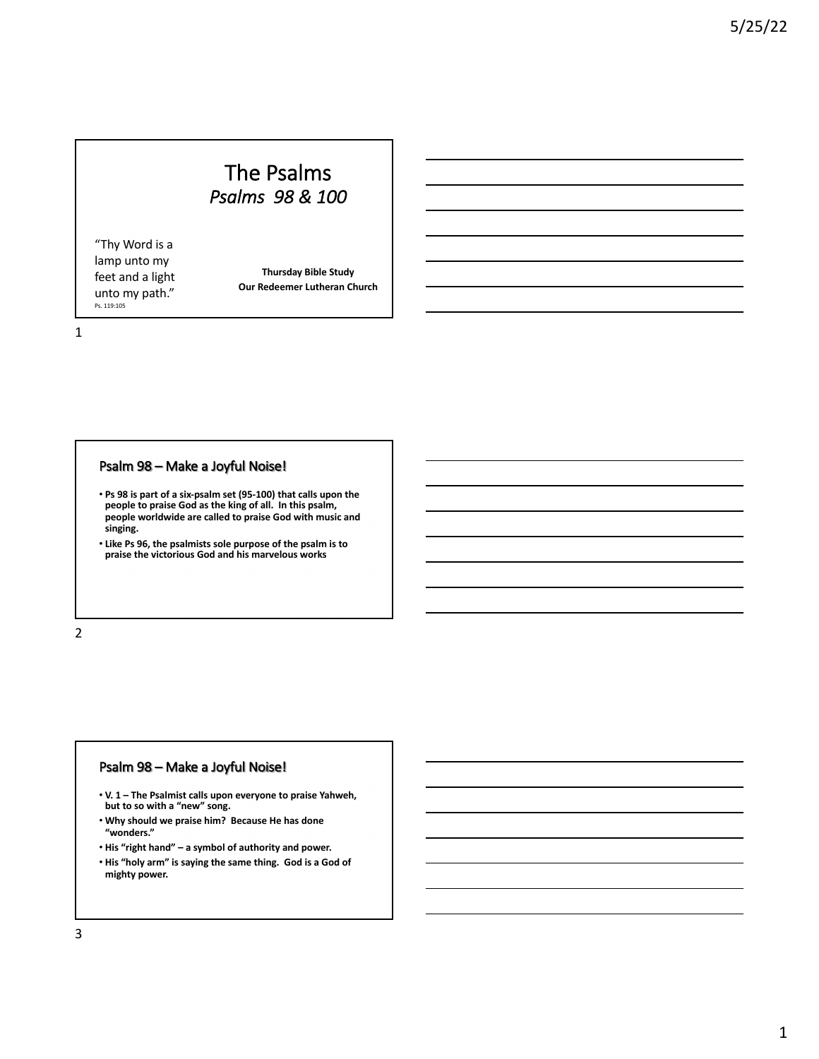# The Psalms
## *Psalms 98 & 100*

"Thy Word is a lamp unto my feet and a light unto my path."
Ps. 119:105

**Thursday Bible Study**
**Our Redeemer Lutheran Church**

## Psalm 98 – Make a Joyful Noise!

- **Ps 98 is part of a six-psalm set (95-100) that calls upon the people to praise God as the king of all. In this psalm, people worldwide are called to praise God with music and singing.**
- **Like Ps 96, the psalmists sole purpose of the psalm is to praise the victorious God and his marvelous works**

## Psalm 98 – Make a Joyful Noise!

- **V. 1 – The Psalmist calls upon everyone to praise Yahweh, but to so with a "new" song.**
- **Why should we praise him? Because He has done "wonders."**
- **His "right hand" – a symbol of authority and power.**
- **His "holy arm" is saying the same thing. God is a God of mighty power.**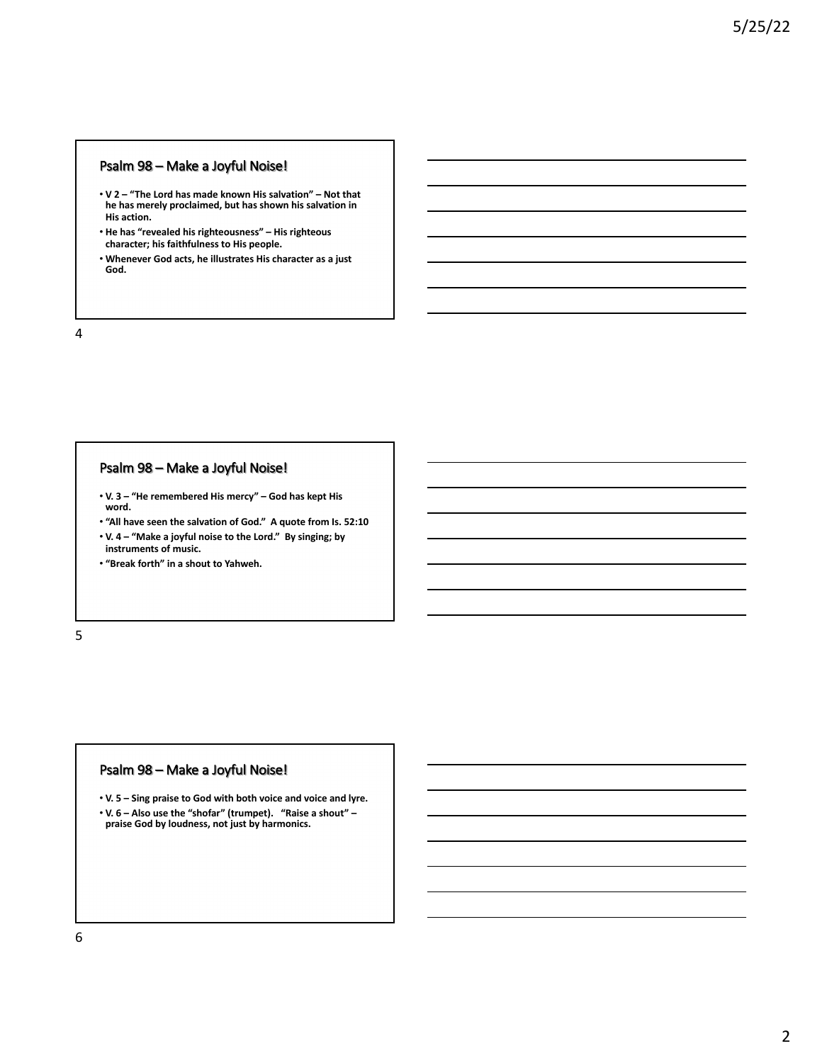## Psalm 98 – Make a Joyful Noise!

- **V 2 – "The Lord has made known His salvation" – Not that he has merely proclaimed, but has shown his salvation in His action.**
- **He has "revealed his righteousness" – His righteous character; his faithfulness to His people.**
- **Whenever God acts, he illustrates His character as a just God.**

## Psalm 98 – Make a Joyful Noise!

- **V. 3 – "He remembered His mercy" – God has kept His word.**
- **"All have seen the salvation of God." A quote from Is. 52:10**
- **V. 4 – "Make a joyful noise to the Lord." By singing; by instruments of music.**
- **"Break forth" in a shout to Yahweh.**

## Psalm 98 – Make a Joyful Noise!

- **V. 5 – Sing praise to God with both voice and voice and lyre.**
- **V. 6 – Also use the "shofar" (trumpet). "Raise a shout" – praise God by loudness, not just by harmonics.**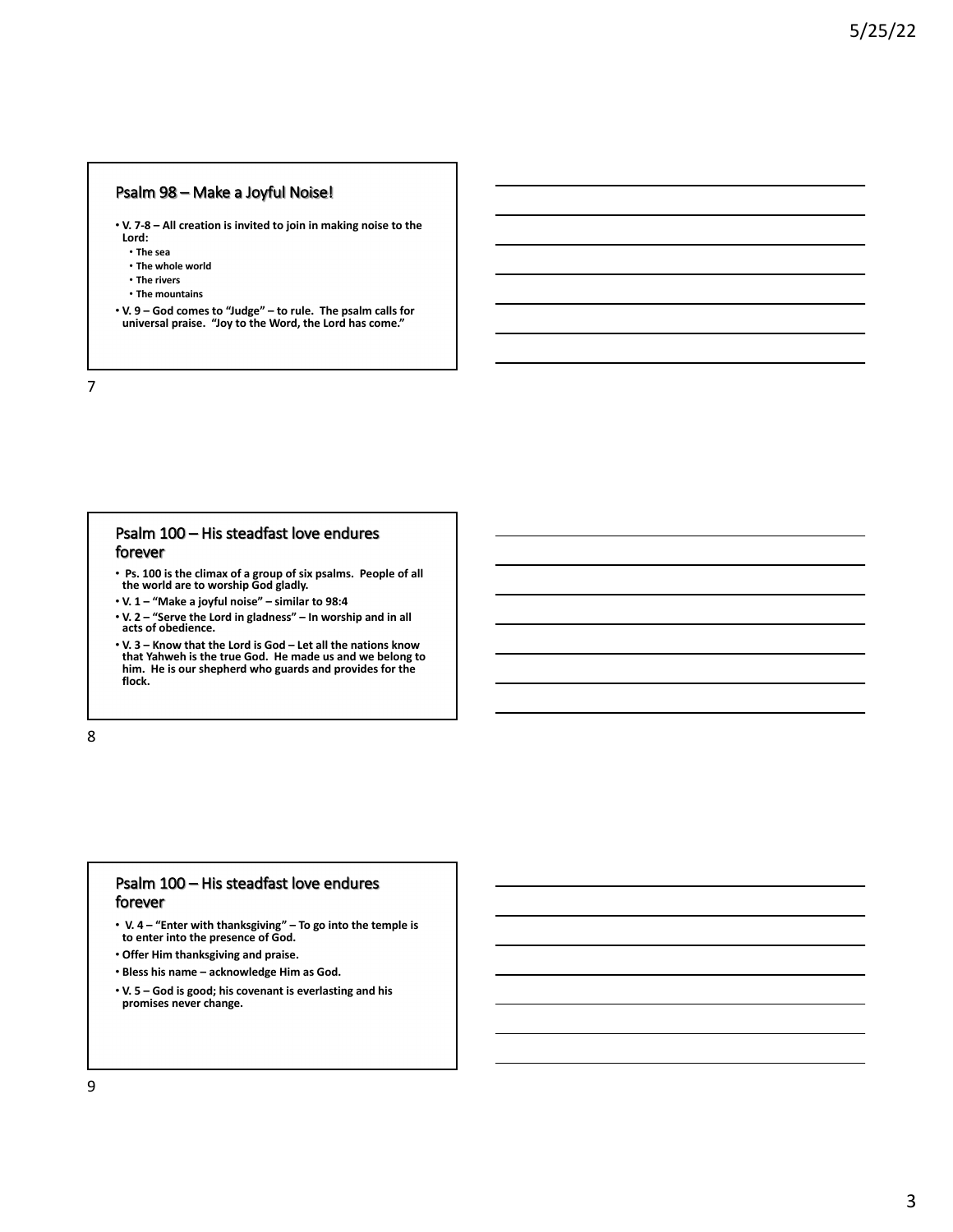## Psalm 98 – Make a Joyful Noise!

- **V. 7-8 – All creation is invited to join in making noise to the Lord:**
  - **The sea**
  - **The whole world**
  - **The rivers**
  - **The mountains**
- **V. 9 – God comes to "Judge" – to rule. The psalm calls for universal praise. "Joy to the Word, the Lord has come."**

## Psalm 100 – His steadfast love endures forever

- **Ps. 100 is the climax of a group of six psalms. People of all the world are to worship God gladly.**
- **V. 1 – "Make a joyful noise" – similar to 98:4**
- **V. 2 – "Serve the Lord in gladness" – In worship and in all acts of obedience.**
- **V. 3 – Know that the Lord is God – Let all the nations know that Yahweh is the true God. He made us and we belong to him. He is our shepherd who guards and provides for the flock.**

## Psalm 100 – His steadfast love endures forever

- **V. 4 – "Enter with thanksgiving" – To go into the temple is to enter into the presence of God.**
- **Offer Him thanksgiving and praise.**
- **Bless his name – acknowledge Him as God.**
- **V. 5 – God is good; his covenant is everlasting and his promises never change.**